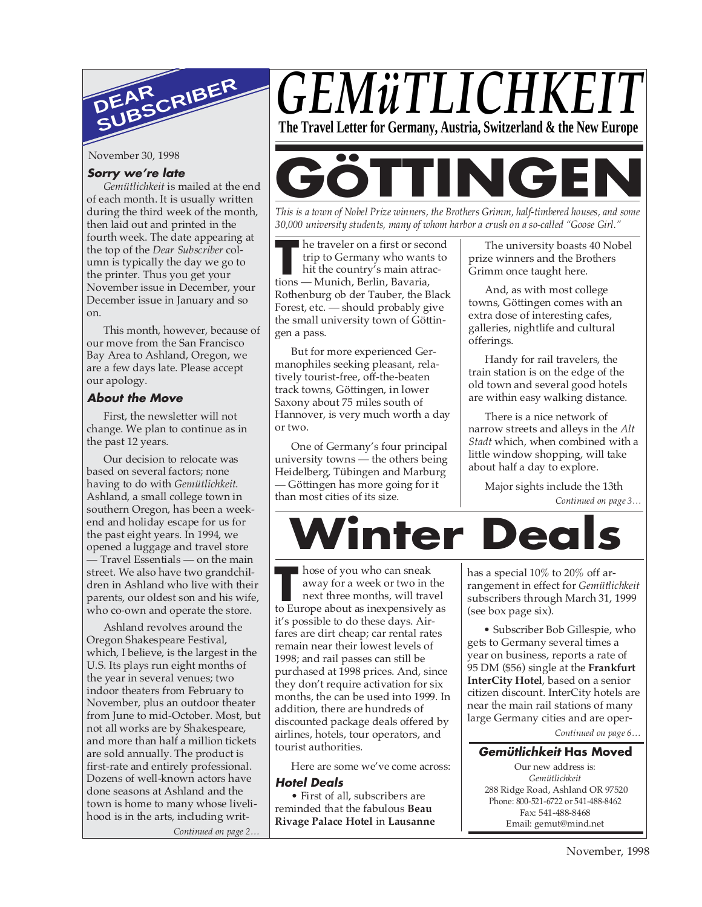# GEMüTLICHKEIT

**The Travel Letter for Germany, Austria, Switzerland & the New Europe**

## DEAR SUBSCRIBER

November 30, 1998

### Sorry we're late

*Gemütlichkeit* is mailed at the end of each month. It is usually written during the third week of the month, then laid out and printed in the fourth week. The date appearing at the top of the *Dear Subscriber* column is typically the day we go to the printer. Thus you get your November issue in December, your December issue in January and so on.

This month, however, because of our move from the San Francisco Bay Area to Ashland, Oregon, we are a few days late. Please accept our apology.

### About the Move

First, the newsletter will not change. We plan to continue as in the past 12 years.

Our decision to relocate was based on several factors; none having to do with *Gemütlichkeit.* Ashland, a small college town in southern Oregon, has been a weekend and holiday escape for us for the past eight years. In 1994, we opened a luggage and travel store — Travel Essentials — on the main street. We also have two grandchildren in Ashland who live with their parents, our oldest son and his wife, who co-own and operate the store.

Ashland revolves around the Oregon Shakespeare Festival, which, I believe, is the largest in the U.S. Its plays run eight months of the year in several venues; two indoor theaters from February to November, plus an outdoor theater from June to mid-October. Most, but not all works are by Shakespeare, and more than half a million tickets are sold annually. The product is first-rate and entirely professional. Dozens of well-known actors have done seasons at Ashland and the town is home to many whose livelihood is in the arts, including writ-

*Continued on page 2…*

# GÖTTINGEN

*This is a town of Nobel Prize winners, the Brothers Grimm, half-timbered houses, and some 30,000 university students, many of whom harbor a crush on a so-called "Goose Girl."*

The traveler on a first or second trip to Germany who wants to hit the country's main attractions — Munich, Berlin, Bavaria, Rothenburg ob der Tauber, the Black Forest, etc. — should probably give the small university town of Göttingen a pass.

But for more experienced Germanophiles seeking pleasant, relatively tourist-free, off-the-beaten track towns, Göttingen, in lower Saxony about 75 miles south of Hannover, is very much worth a day or two.

One of Germany's four principal university towns — the others being Heidelberg, Tübingen and Marburg — Göttingen has more going for it than most cities of its size.

The university boasts 40 Nobel prize winners and the Brothers Grimm once taught here.

And, as with most college towns, Göttingen comes with an extra dose of interesting cafes, galleries, nightlife and cultural offerings.

Handy for rail travelers, the train station is on the edge of the old town and several good hotels are within easy walking distance.

There is a nice network of narrow streets and alleys in the *Alt Stadt* which, when combined with a little window shopping, will take about half a day to explore.

Major sights include the 13th

*Continued on page 3…*

# Winter Deals

Those of you who can sneak away for a week or two in the next three months, will travel to Europe about as inexpensively as it's possible to do these days. Airfares are dirt cheap; car rental rates remain near their lowest levels of 1998; and rail passes can still be purchased at 1998 prices. And, since they don't require activation for six months, the can be used into 1999. In addition, there are hundreds of discounted package deals offered by airlines, hotels, tour operators, and tourist authorities.

Here are some we've come across:

### Hotel Deals

• First of all, subscribers are reminded that the fabulous **Beau Rivage Palace Hotel** in **Lausanne** has a special 10% to 20% off arrangement in effect for *Gemütlichkeit* subscribers through March 31, 1999 (see box page six).

• Subscriber Bob Gillespie, who gets to Germany several times a year on business, reports a rate of 95 DM ($56) single at the **Frankfurt InterCity Hotel**, based on a senior citizen discount. InterCity hotels are near the main rail stations of many large Germany cities and are oper-

*Continued on page 6…*

### *Gemütlichkeit* Has Moved

Our new address is:
*Gemütlichkeit*
288 Ridge Road, Ashland OR 97520
Phone: 800-521-6722 or 541-488-8462
Fax: 541-488-8468
Email: gemut@mind.net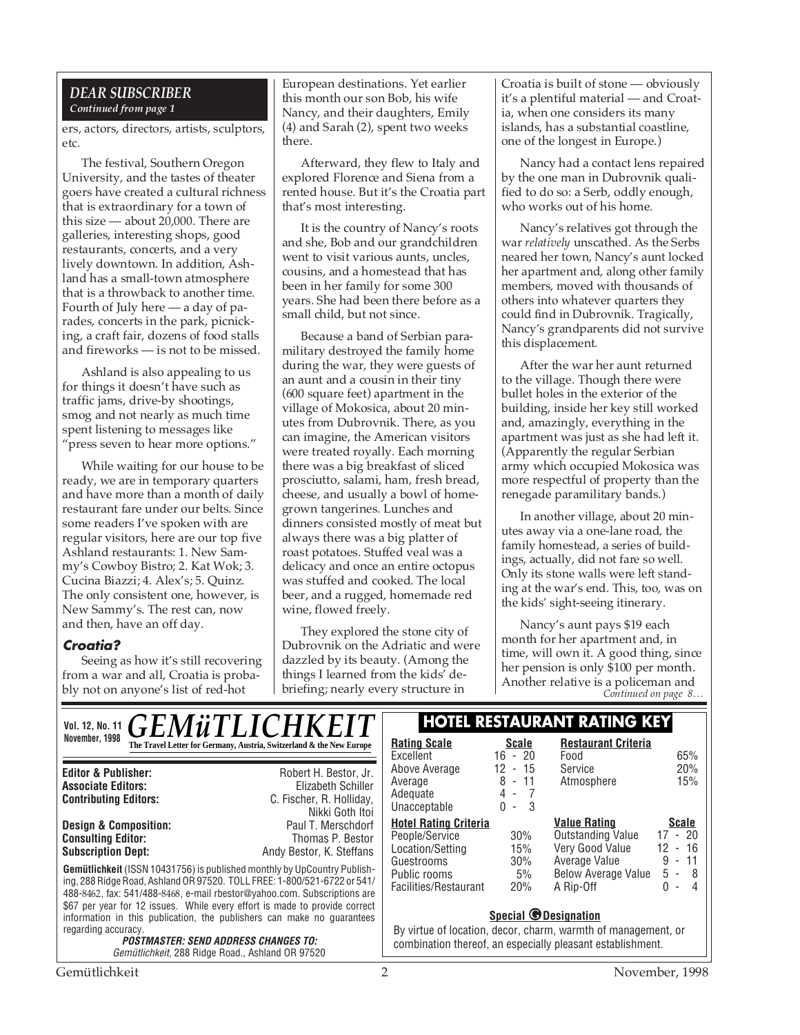## DEAR SUBSCRIBER

*Continued from page 1*

ers, actors, directors, artists, sculptors, etc.

The festival, Southern Oregon University, and the tastes of theater goers have created a cultural richness that is extraordinary for a town of this size — about 20,000. There are galleries, interesting shops, good restaurants, concerts, and a very lively downtown. In addition, Ashland has a small-town atmosphere that is a throwback to another time. Fourth of July here — a day of parades, concerts in the park, picnicking, a craft fair, dozens of food stalls and fireworks — is not to be missed.

Ashland is also appealing to us for things it doesn't have such as traffic jams, drive-by shootings, smog and not nearly as much time spent listening to messages like "press seven to hear more options."

While waiting for our house to be ready, we are in temporary quarters and have more than a month of daily restaurant fare under our belts. Since some readers I've spoken with are regular visitors, here are our top five Ashland restaurants: 1. New Sammy's Cowboy Bistro; 2. Kat Wok; 3. Cucina Biazzi; 4. Alex's; 5. Quinz. The only consistent one, however, is New Sammy's. The rest can, now and then, have an off day.

### Croatia?

Seeing as how it's still recovering from a war and all, Croatia is probably not on anyone's list of red-hot European destinations. Yet earlier this month our son Bob, his wife Nancy, and their daughters, Emily (4) and Sarah (2), spent two weeks there.

Afterward, they flew to Italy and explored Florence and Siena from a rented house. But it's the Croatia part that's most interesting.

It is the country of Nancy's roots and she, Bob and our grandchildren went to visit various aunts, uncles, cousins, and a homestead that has been in her family for some 300 years. She had been there before as a small child, but not since.

Because a band of Serbian paramilitary destroyed the family home during the war, they were guests of an aunt and a cousin in their tiny (600 square feet) apartment in the village of Mokosica, about 20 minutes from Dubrovnik. There, as you can imagine, the American visitors were treated royally. Each morning there was a big breakfast of sliced prosciutto, salami, ham, fresh bread, cheese, and usually a bowl of homegrown tangerines. Lunches and dinners consisted mostly of meat but always there was a big platter of roast potatoes. Stuffed veal was a delicacy and once an entire octopus was stuffed and cooked. The local beer, and a rugged, homemade red wine, flowed freely.

They explored the stone city of Dubrovnik on the Adriatic and were dazzled by its beauty. (Among the things I learned from the kids' debriefing; nearly every structure in Croatia is built of stone — obviously it's a plentiful material — and Croatia, when one considers its many islands, has a substantial coastline, one of the longest in Europe.)

Nancy had a contact lens repaired by the one man in Dubrovnik qualified to do so: a Serb, oddly enough, who works out of his home.

Nancy's relatives got through the war *relatively* unscathed. As the Serbs neared her town, Nancy's aunt locked her apartment and, along other family members, moved with thousands of others into whatever quarters they could find in Dubrovnik. Tragically, Nancy's grandparents did not survive this displacement.

After the war her aunt returned to the village. Though there were bullet holes in the exterior of the building, inside her key still worked and, amazingly, everything in the apartment was just as she had left it. (Apparently the regular Serbian army which occupied Mokosica was more respectful of property than the renegade paramilitary bands.)

In another village, about 20 minutes away via a one-lane road, the family homestead, a series of buildings, actually, did not fare so well. Only its stone walls were left standing at the war's end. This, too, was on the kids' sight-seeing itinerary.

Nancy's aunt pays $19 each month for her apartment and, in time, will own it. A good thing, since her pension is only $100 per month. Another relative is a policeman and

*Continued on page 8…*

---

**Vol. 12, No. 11**
**November, 1998**

# GEMüTLICHKEIT

**The Travel Letter for Germany, Austria, Switzerland & the New Europe**

| | |
|---|---|
| **Editor & Publisher:** | Robert H. Bestor, Jr. |
| **Associate Editors:** | Elizabeth Schiller |
| **Contributing Editors:** | C. Fischer, R. Holliday, Nikki Goth Itoi |
| **Design & Composition:** | Paul T. Merschdorf |
| **Consulting Editor:** | Thomas P. Bestor |
| **Subscription Dept:** | Andy Bestor, K. Steffans |

**Gemütlichkeit** (ISSN 10431756) is published monthly by UpCountry Publishing, 288 Ridge Road, Ashland OR 97520. TOLL FREE: 1-800/521-6722 or 541/488-8462, fax: 541/488-8468, e-mail rbestor@yahoo.com. Subscriptions are $67 per year for 12 issues. While every effort is made to provide correct information in this publication, the publishers can make no guarantees regarding accuracy.

***POSTMASTER: SEND ADDRESS CHANGES TO:***
*Gemütlichkeit*, 288 Ridge Road., Ashland OR 97520

## HOTEL RESTAURANT RATING KEY

| Rating Scale | Scale |
|---|---|
| Excellent | 16 - 20 |
| Above Average | 12 - 15 |
| Average | 8 - 11 |
| Adequate | 4 - 7 |
| Unacceptable | 0 - 3 |

| Hotel Rating Criteria | |
|---|---|
| People/Service | 30% |
| Location/Setting | 15% |
| Guestrooms | 30% |
| Public rooms | 5% |
| Facilities/Restaurant | 20% |

| Restaurant Criteria | |
|---|---|
| Food | 65% |
| Service | 20% |
| Atmosphere | 15% |

| Value Rating | Scale |
|---|---|
| Outstanding Value | 17 - 20 |
| Very Good Value | 12 - 16 |
| Average Value | 9 - 11 |
| Below Average Value | 5 - 8 |
| A Rip-Off | 0 - 4 |

**Special G Designation**

By virtue of location, decor, charm, warmth of management, or combination thereof, an especially pleasant establishment.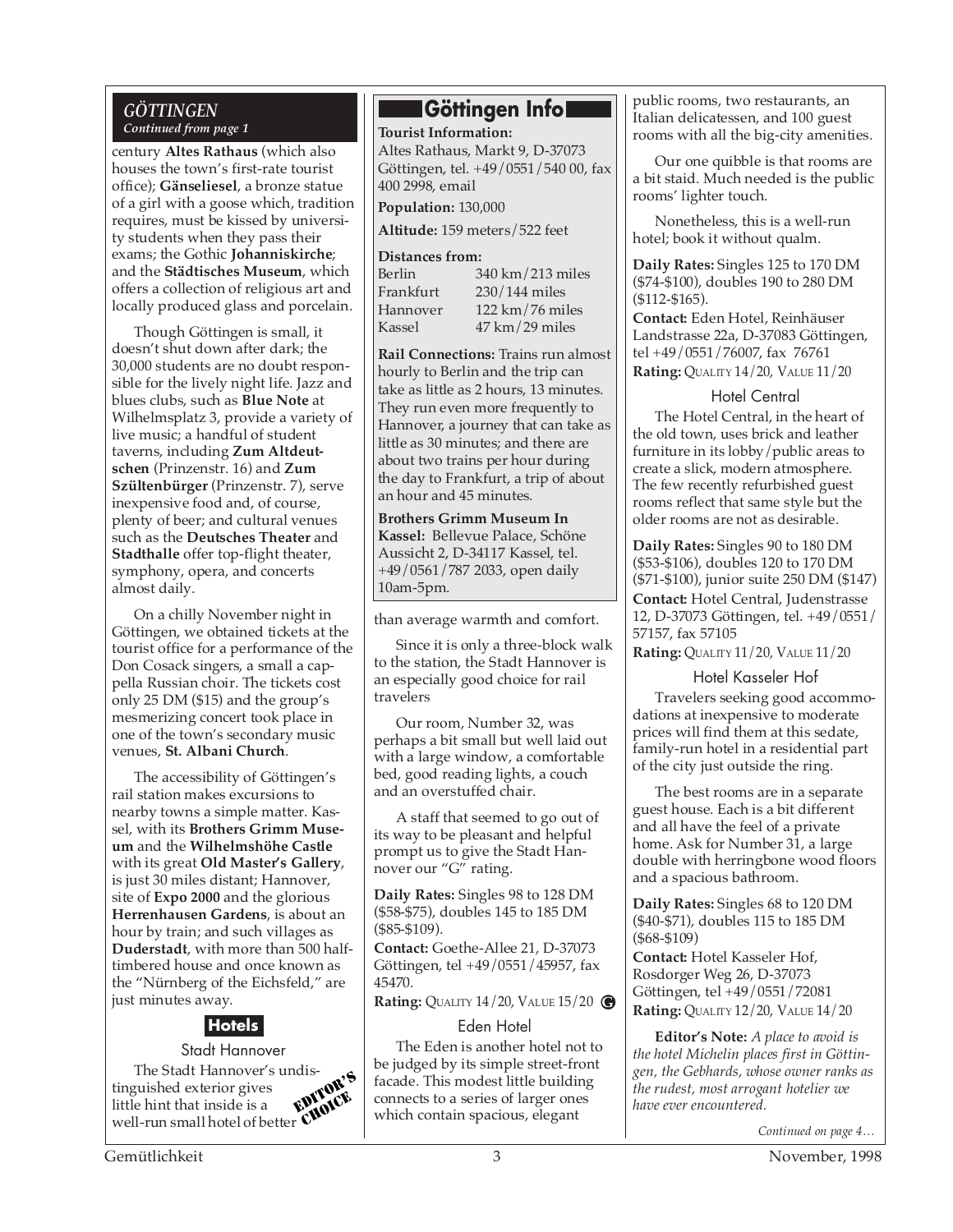## GÖTTINGEN

*Continued from page 1*

century **Altes Rathaus** (which also houses the town's first-rate tourist office); **Gänseliesel**, a bronze statue of a girl with a goose which, tradition requires, must be kissed by university students when they pass their exams; the Gothic **Johanniskirche**; and the **Städtisches Museum**, which offers a collection of religious art and locally produced glass and porcelain.

Though Göttingen is small, it doesn't shut down after dark; the 30,000 students are no doubt responsible for the lively night life. Jazz and blues clubs, such as **Blue Note** at Wilhelmsplatz 3, provide a variety of live music; a handful of student taverns, including **Zum Altdeutschen** (Prinzenstr. 16) and **Zum Szültenbürger** (Prinzenstr. 7), serve inexpensive food and, of course, plenty of beer; and cultural venues such as the **Deutsches Theater** and **Stadthalle** offer top-flight theater, symphony, opera, and concerts almost daily.

On a chilly November night in Göttingen, we obtained tickets at the tourist office for a performance of the Don Cosack singers, a small a cappella Russian choir. The tickets cost only 25 DM ($15) and the group's mesmerizing concert took place in one of the town's secondary music venues, **St. Albani Church**.

The accessibility of Göttingen's rail station makes excursions to nearby towns a simple matter. Kassel, with its **Brothers Grimm Museum** and the **Wilhelmshöhe Castle** with its great **Old Master's Gallery**, is just 30 miles distant; Hannover, site of **Expo 2000** and the glorious **Herrenhausen Gardens**, is about an hour by train; and such villages as **Duderstadt**, with more than 500 half-timbered house and once known as the "Nürnberg of the Eichsfeld," are just minutes away.

### Göttingen Info

**Tourist Information:** Altes Rathaus, Markt 9, D-37073 Göttingen, tel. +49/0551/540 00, fax 400 2998, email

**Population:** 130,000

**Altitude:** 159 meters/522 feet

**Distances from:**

| | |
|---|---|
| Berlin | 340 km/213 miles |
| Frankfurt | 230/144 miles |
| Hannover | 122 km/76 miles |
| Kassel | 47 km/29 miles |

**Rail Connections:** Trains run almost hourly to Berlin and the trip can take as little as 2 hours, 13 minutes. They run even more frequently to Hannover, a journey that can take as little as 30 minutes; and there are about two trains per hour during the day to Frankfurt, a trip of about an hour and 45 minutes.

**Brothers Grimm Museum In Kassel:** Bellevue Palace, Schöne Aussicht 2, D-34117 Kassel, tel. +49/0561/787 2033, open daily 10am-5pm.

## Hotels

### Stadt Hannover

EDITOR'S CHOICE

The Stadt Hannover's undistinguished exterior gives little hint that inside is a well-run small hotel of better than average warmth and comfort.

Since it is only a three-block walk to the station, the Stadt Hannover is an especially good choice for rail travelers

Our room, Number 32, was perhaps a bit small but well laid out with a large window, a comfortable bed, good reading lights, a couch and an overstuffed chair.

A staff that seemed to go out of its way to be pleasant and helpful prompt us to give the Stadt Hannover our "G" rating.

**Daily Rates:** Singles 98 to 128 DM ($58-$75), doubles 145 to 185 DM ($85-$109).
**Contact:** Goethe-Allee 21, D-37073 Göttingen, tel +49/0551/45957, fax 45470.
**Rating:** QUALITY 14/20, VALUE 15/20 G

### Eden Hotel

The Eden is another hotel not to be judged by its simple street-front facade. This modest little building connects to a series of larger ones which contain spacious, elegant public rooms, two restaurants, an Italian delicatessen, and 100 guest rooms with all the big-city amenities.

Our one quibble is that rooms are a bit staid. Much needed is the public rooms' lighter touch.

Nonetheless, this is a well-run hotel; book it without qualm.

**Daily Rates:** Singles 125 to 170 DM ($74-$100), doubles 190 to 280 DM ($112-$165).
**Contact:** Eden Hotel, Reinhäuser Landstrasse 22a, D-37083 Göttingen, tel +49/0551/76007, fax 76761
**Rating:** QUALITY 14/20, VALUE 11/20

### Hotel Central

The Hotel Central, in the heart of the old town, uses brick and leather furniture in its lobby/public areas to create a slick, modern atmosphere. The few recently refurbished guest rooms reflect that same style but the older rooms are not as desirable.

**Daily Rates:** Singles 90 to 180 DM ($53-$106), doubles 120 to 170 DM ($71-$100), junior suite 250 DM ($147)
**Contact:** Hotel Central, Judenstrasse 12, D-37073 Göttingen, tel. +49/0551/57157, fax 57105
**Rating:** QUALITY 11/20, VALUE 11/20

### Hotel Kasseler Hof

Travelers seeking good accommodations at inexpensive to moderate prices will find them at this sedate, family-run hotel in a residential part of the city just outside the ring.

The best rooms are in a separate guest house. Each is a bit different and all have the feel of a private home. Ask for Number 31, a large double with herringbone wood floors and a spacious bathroom.

**Daily Rates:** Singles 68 to 120 DM ($40-$71), doubles 115 to 185 DM ($68-$109)
**Contact:** Hotel Kasseler Hof, Rosdorger Weg 26, D-37073 Göttingen, tel +49/0551/72081
**Rating:** QUALITY 12/20, VALUE 14/20

**Editor's Note:** *A place to avoid is the hotel Michelin places first in Göttingen, the Gebhards, whose owner ranks as the rudest, most arrogant hotelier we have ever encountered.*

*Continued on page 4…*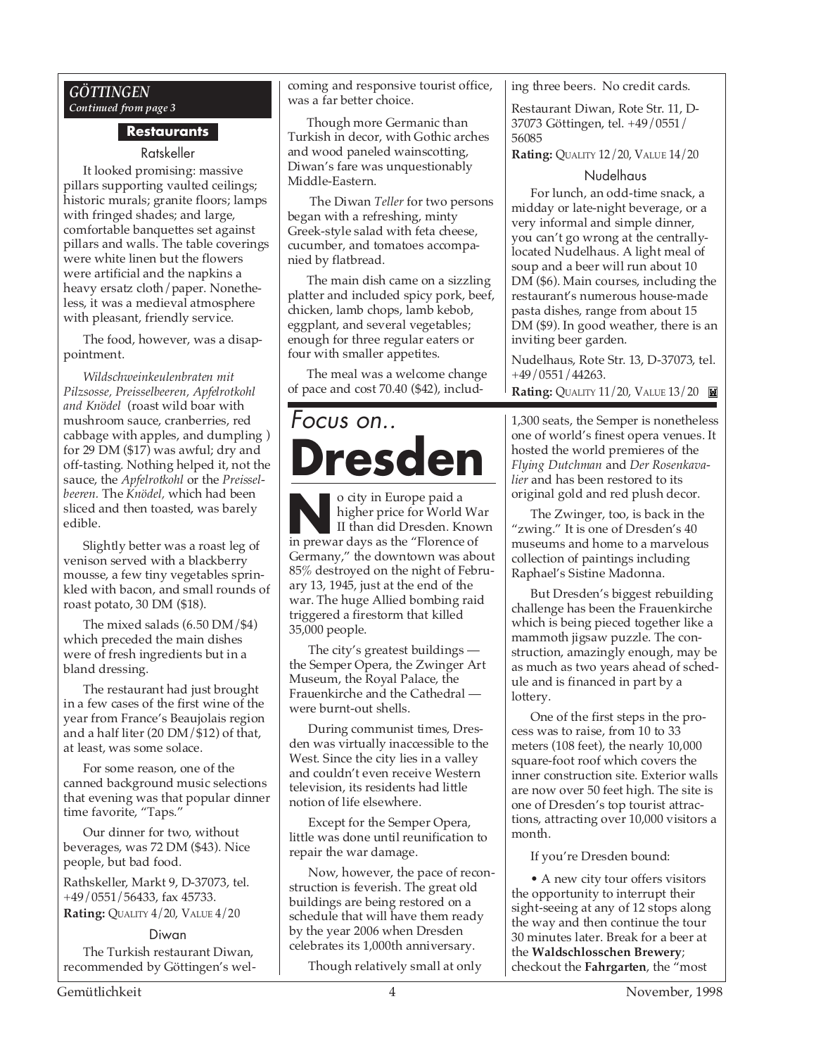*GÖTTINGEN*
*Continued from page 3*

### Restaurants

#### Ratskeller

It looked promising: massive pillars supporting vaulted ceilings; historic murals; granite floors; lamps with fringed shades; and large, comfortable banquettes set against pillars and walls. The table coverings were white linen but the flowers were artificial and the napkins a heavy ersatz cloth/paper. Nonetheless, it was a medieval atmosphere with pleasant, friendly service.

The food, however, was a disappointment.

*Wildschweinkeulenbraten mit Pilzsosse, Preisselbeeren, Apfelrotkohl and Knödel* (roast wild boar with mushroom sauce, cranberries, red cabbage with apples, and dumpling ) for 29 DM ($17) was awful; dry and off-tasting. Nothing helped it, not the sauce, the *Apfelrotkohl* or the *Preisselbeeren.* The *Knödel,* which had been sliced and then toasted, was barely edible.

Slightly better was a roast leg of venison served with a blackberry mousse, a few tiny vegetables sprinkled with bacon, and small rounds of roast potato, 30 DM ($18).

The mixed salads (6.50 DM/$4) which preceded the main dishes were of fresh ingredients but in a bland dressing.

The restaurant had just brought in a few cases of the first wine of the year from France's Beaujolais region and a half liter (20 DM/$12) of that, at least, was some solace.

For some reason, one of the canned background music selections that evening was that popular dinner time favorite, "Taps."

Our dinner for two, without beverages, was 72 DM ($43). Nice people, but bad food.

Rathskeller, Markt 9, D-37073, tel. +49/0551/56433, fax 45733.
**Rating:** QUALITY 4/20, VALUE 4/20

#### Diwan

The Turkish restaurant Diwan, recommended by Göttingen's welcoming and responsive tourist office, was a far better choice.

Though more Germanic than Turkish in decor, with Gothic arches and wood paneled wainscotting, Diwan's fare was unquestionably Middle-Eastern.

The Diwan *Teller* for two persons began with a refreshing, minty Greek-style salad with feta cheese, cucumber, and tomatoes accompanied by flatbread.

The main dish came on a sizzling platter and included spicy pork, beef, chicken, lamb chops, lamb kebob, eggplant, and several vegetables; enough for three regular eaters or four with smaller appetites.

The meal was a welcome change of pace and cost 70.40 ($42), including three beers. No credit cards.

Restaurant Diwan, Rote Str. 11, D-37073 Göttingen, tel. +49/0551/56085
**Rating:** QUALITY 12/20, VALUE 14/20

#### Nudelhaus

For lunch, an odd-time snack, a midday or late-night beverage, or a very informal and simple dinner, you can't go wrong at the centrally-located Nudelhaus. A light meal of soup and a beer will run about 10 DM ($6). Main courses, including the restaurant's numerous house-made pasta dishes, range from about 15 DM ($9). In good weather, there is an inviting beer garden.

Nudelhaus, Rote Str. 13, D-37073, tel. +49/0551/44263.
**Rating:** QUALITY 11/20, VALUE 13/20

# *Focus on..* Dresden

No city in Europe paid a higher price for World War II than did Dresden. Known in prewar days as the "Florence of Germany," the downtown was about 85% destroyed on the night of February 13, 1945, just at the end of the war. The huge Allied bombing raid triggered a firestorm that killed 35,000 people.

The city's greatest buildings — the Semper Opera, the Zwinger Art Museum, the Royal Palace, the Frauenkirche and the Cathedral — were burnt-out shells.

During communist times, Dresden was virtually inaccessible to the West. Since the city lies in a valley and couldn't even receive Western television, its residents had little notion of life elsewhere.

Except for the Semper Opera, little was done until reunification to repair the war damage.

Now, however, the pace of reconstruction is feverish. The great old buildings are being restored on a schedule that will have them ready by the year 2006 when Dresden celebrates its 1,000th anniversary.

Though relatively small at only 1,300 seats, the Semper is nonetheless one of world's finest opera venues. It hosted the world premieres of the *Flying Dutchman* and *Der Rosenkavalier* and has been restored to its original gold and red plush decor.

The Zwinger, too, is back in the "zwing." It is one of Dresden's 40 museums and home to a marvelous collection of paintings including Raphael's Sistine Madonna.

But Dresden's biggest rebuilding challenge has been the Frauenkirche which is being pieced together like a mammoth jigsaw puzzle. The construction, amazingly enough, may be as much as two years ahead of schedule and is financed in part by a lottery.

One of the first steps in the process was to raise, from 10 to 33 meters (108 feet), the nearly 10,000 square-foot roof which covers the inner construction site. Exterior walls are now over 50 feet high. The site is one of Dresden's top tourist attractions, attracting over 10,000 visitors a month.

If you're Dresden bound:

- A new city tour offers visitors the opportunity to interrupt their sight-seeing at any of 12 stops along the way and then continue the tour 30 minutes later. Break for a beer at the **Waldschlosschen Brewery**; checkout the **Fahrgarten**, the "most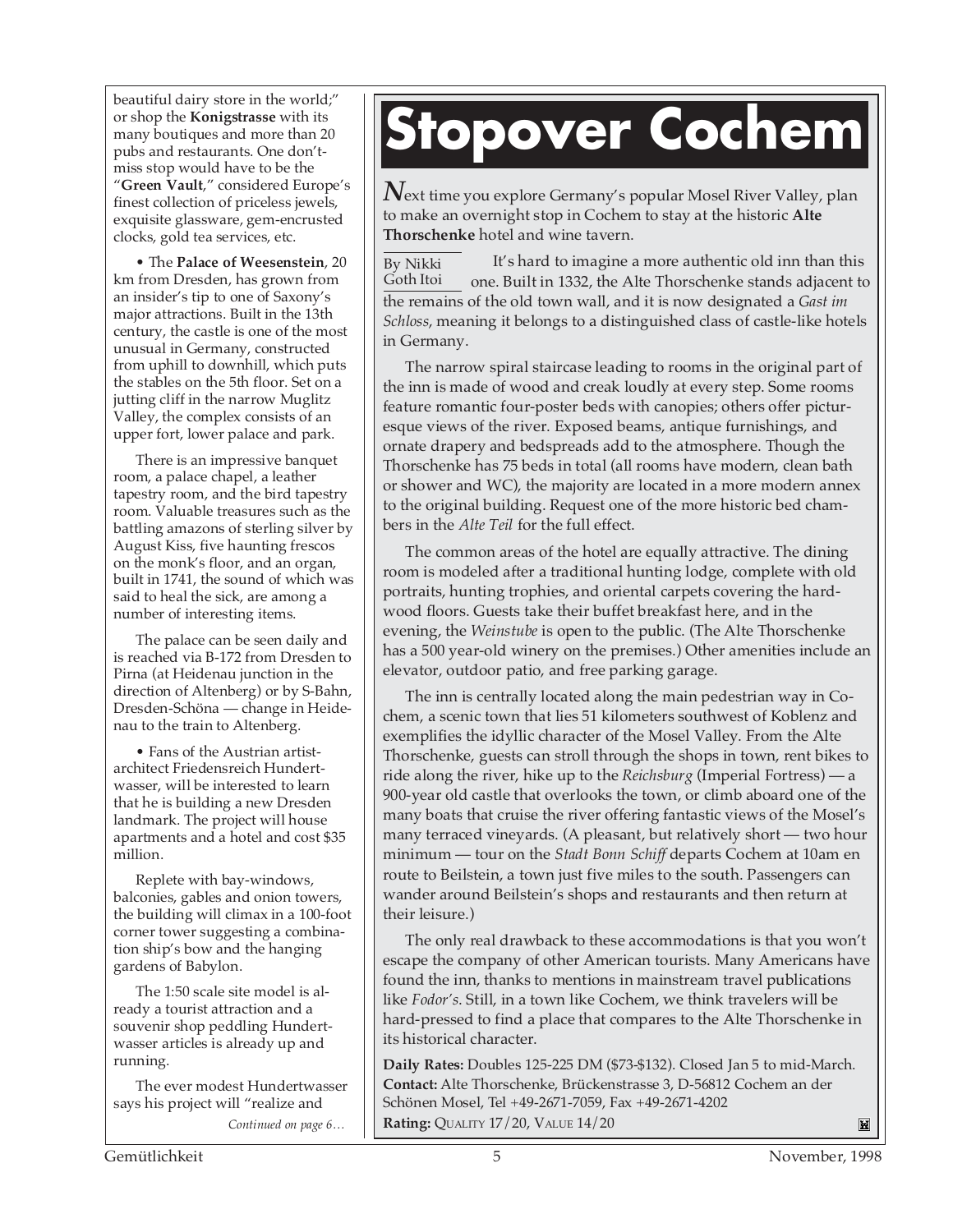beautiful dairy store in the world;" or shop the **Konigstrasse** with its many boutiques and more than 20 pubs and restaurants. One don't-miss stop would have to be the "**Green Vault**," considered Europe's finest collection of priceless jewels, exquisite glassware, gem-encrusted clocks, gold tea services, etc.

• The **Palace of Weesenstein**, 20 km from Dresden, has grown from an insider's tip to one of Saxony's major attractions. Built in the 13th century, the castle is one of the most unusual in Germany, constructed from uphill to downhill, which puts the stables on the 5th floor. Set on a jutting cliff in the narrow Muglitz Valley, the complex consists of an upper fort, lower palace and park.

There is an impressive banquet room, a palace chapel, a leather tapestry room, and the bird tapestry room. Valuable treasures such as the battling amazons of sterling silver by August Kiss, five haunting frescos on the monk's floor, and an organ, built in 1741, the sound of which was said to heal the sick, are among a number of interesting items.

The palace can be seen daily and is reached via B-172 from Dresden to Pirna (at Heidenau junction in the direction of Altenberg) or by S-Bahn, Dresden-Schöna — change in Heidenau to the train to Altenberg.

• Fans of the Austrian artist-architect Friedensreich Hundertwasser, will be interested to learn that he is building a new Dresden landmark. The project will house apartments and a hotel and cost $35 million.

Replete with bay-windows, balconies, gables and onion towers, the building will climax in a 100-foot corner tower suggesting a combination ship's bow and the hanging gardens of Babylon.

The 1:50 scale site model is already a tourist attraction and a souvenir shop peddling Hundertwasser articles is already up and running.

The ever modest Hundertwasser says his project will "realize and

*Continued on page 6…*

# Stopover Cochem

*N*ext time you explore Germany's popular Mosel River Valley, plan to make an overnight stop in Cochem to stay at the historic **Alte Thorschenke** hotel and wine tavern.

By Nikki Goth Itoi

It's hard to imagine a more authentic old inn than this one. Built in 1332, the Alte Thorschenke stands adjacent to the remains of the old town wall, and it is now designated a *Gast im Schloss*, meaning it belongs to a distinguished class of castle-like hotels in Germany.

The narrow spiral staircase leading to rooms in the original part of the inn is made of wood and creak loudly at every step. Some rooms feature romantic four-poster beds with canopies; others offer picturesque views of the river. Exposed beams, antique furnishings, and ornate drapery and bedspreads add to the atmosphere. Though the Thorschenke has 75 beds in total (all rooms have modern, clean bath or shower and WC), the majority are located in a more modern annex to the original building. Request one of the more historic bed chambers in the *Alte Teil* for the full effect.

The common areas of the hotel are equally attractive. The dining room is modeled after a traditional hunting lodge, complete with old portraits, hunting trophies, and oriental carpets covering the hardwood floors. Guests take their buffet breakfast here, and in the evening, the *Weinstube* is open to the public. (The Alte Thorschenke has a 500 year-old winery on the premises.) Other amenities include an elevator, outdoor patio, and free parking garage.

The inn is centrally located along the main pedestrian way in Cochem, a scenic town that lies 51 kilometers southwest of Koblenz and exemplifies the idyllic character of the Mosel Valley. From the Alte Thorschenke, guests can stroll through the shops in town, rent bikes to ride along the river, hike up to the *Reichsburg* (Imperial Fortress) — a 900-year old castle that overlooks the town, or climb aboard one of the many boats that cruise the river offering fantastic views of the Mosel's many terraced vineyards. (A pleasant, but relatively short — two hour minimum — tour on the *Stadt Bonn Schiff* departs Cochem at 10am en route to Beilstein, a town just five miles to the south. Passengers can wander around Beilstein's shops and restaurants and then return at their leisure.)

The only real drawback to these accommodations is that you won't escape the company of other American tourists. Many Americans have found the inn, thanks to mentions in mainstream travel publications like *Fodor's*. Still, in a town like Cochem, we think travelers will be hard-pressed to find a place that compares to the Alte Thorschenke in its historical character.

**Daily Rates:** Doubles 125-225 DM ($73-$132). Closed Jan 5 to mid-March.
**Contact:** Alte Thorschenke, Brückenstrasse 3, D-56812 Cochem an der Schönen Mosel, Tel +49-2671-7059, Fax +49-2671-4202
**Rating:** QUALITY 17/20, VALUE 14/20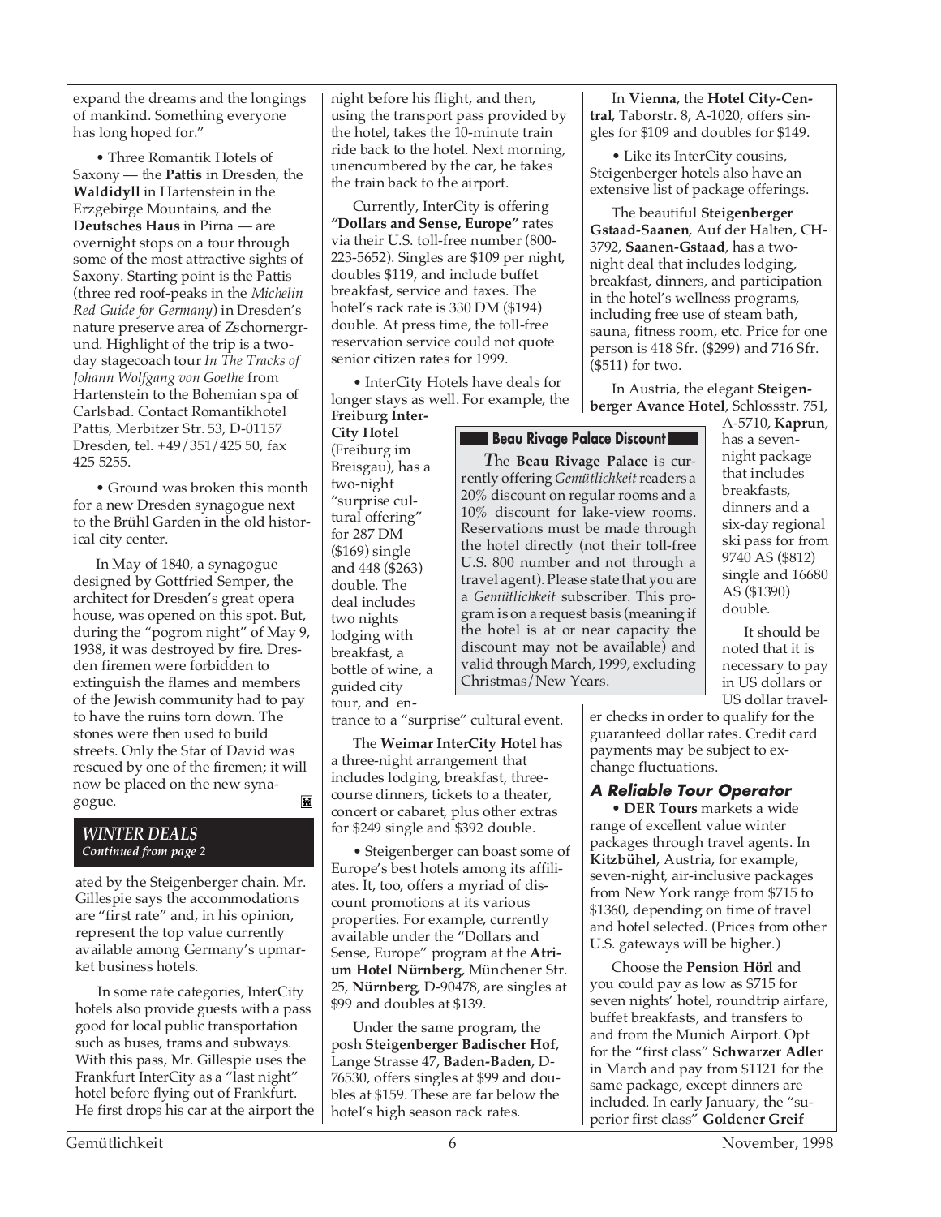expand the dreams and the longings of mankind. Something everyone has long hoped for."

• Three Romantik Hotels of Saxony — the **Pattis** in Dresden, the **Waldidyll** in Hartenstein in the Erzgebirge Mountains, and the **Deutsches Haus** in Pirna — are overnight stops on a tour through some of the most attractive sights of Saxony. Starting point is the Pattis (three red roof-peaks in the *Michelin Red Guide for Germany*) in Dresden's nature preserve area of Zschornergrund. Highlight of the trip is a two-day stagecoach tour *In The Tracks of Johann Wolfgang von Goethe* from Hartenstein to the Bohemian spa of Carlsbad. Contact Romantikhotel Pattis, Merbitzer Str. 53, D-01157 Dresden, tel. +49/351/425 50, fax 425 5255.

• Ground was broken this month for a new Dresden synagogue next to the Brühl Garden in the old historical city center.

In May of 1840, a synagogue designed by Gottfried Semper, the architect for Dresden's great opera house, was opened on this spot. But, during the "pogrom night" of May 9, 1938, it was destroyed by fire. Dresden firemen were forbidden to extinguish the flames and members of the Jewish community had to pay to have the ruins torn down. The stones were then used to build streets. Only the Star of David was rescued by one of the firemen; it will now be placed on the new synagogue.

## *WINTER DEALS*
*Continued from page 2*

ated by the Steigenberger chain. Mr. Gillespie says the accommodations are "first rate" and, in his opinion, represent the top value currently available among Germany's upmarket business hotels.

In some rate categories, InterCity hotels also provide guests with a pass good for local public transportation such as buses, trams and subways. With this pass, Mr. Gillespie uses the Frankfurt InterCity as a "last night" hotel before flying out of Frankfurt. He first drops his car at the airport the night before his flight, and then, using the transport pass provided by the hotel, takes the 10-minute train ride back to the hotel. Next morning, unencumbered by the car, he takes the train back to the airport.

Currently, InterCity is offering **"Dollars and Sense, Europe"** rates via their U.S. toll-free number (800-223-5652). Singles are $109 per night, doubles $119, and include buffet breakfast, service and taxes. The hotel's rack rate is 330 DM ($194) double. At press time, the toll-free reservation service could not quote senior citizen rates for 1999.

• InterCity Hotels have deals for longer stays as well. For example, the **Freiburg InterCity Hotel** (Freiburg im Breisgau), has a two-night "surprise cultural offering" for 287 DM ($169) single and 448 ($263) double. The deal includes two nights lodging with breakfast, a bottle of wine, a guided city tour, and entrance to a "surprise" cultural event.

The **Weimar InterCity Hotel** has a three-night arrangement that includes lodging, breakfast, three-course dinners, tickets to a theater, concert or cabaret, plus other extras for $249 single and $392 double.

• Steigenberger can boast some of Europe's best hotels among its affiliates. It, too, offers a myriad of discount promotions at its various properties. For example, currently available under the "Dollars and Sense, Europe" program at the **Atrium Hotel Nürnberg**, Münchener Str. 25, **Nürnberg**, D-90478, are singles at $99 and doubles at $139.

Under the same program, the posh **Steigenberger Badischer Hof**, Lange Strasse 47, **Baden-Baden**, D-76530, offers singles at $99 and doubles at $159. These are far below the hotel's high season rack rates.

In **Vienna**, the **Hotel City-Central**, Taborstr. 8, A-1020, offers singles for $109 and doubles for $149.

• Like its InterCity cousins, Steigenberger hotels also have an extensive list of package offerings.

The beautiful **Steigenberger Gstaad-Saanen**, Auf der Halten, CH-3792, **Saanen-Gstaad**, has a two-night deal that includes lodging, breakfast, dinners, and participation in the hotel's wellness programs, including free use of steam bath, sauna, fitness room, etc. Price for one person is 418 Sfr. ($299) and 716 Sfr. ($511) for two.

In Austria, the elegant **Steigenberger Avance Hotel**, Schlossstr. 751, A-5710, **Kaprun**, has a seven-night package that includes breakfasts, dinners and a six-day regional ski pass for from 9740 AS ($812) single and 16680 AS ($1390) double.

It should be noted that it is necessary to pay in US dollars or US dollar traveler checks in order to qualify for the guaranteed dollar rates. Credit card payments may be subject to exchange fluctuations.

### Beau Rivage Palace Discount

*The* **Beau Rivage Palace** is currently offering *Gemütlichkeit* readers a 20% discount on regular rooms and a 10% discount for lake-view rooms. Reservations must be made through the hotel directly (not their toll-free U.S. 800 number and not through a travel agent). Please state that you are a *Gemütlichkeit* subscriber. This program is on a request basis (meaning if the hotel is at or near capacity the discount may not be available) and valid through March, 1999, excluding Christmas/New Years.

### *A Reliable Tour Operator*

• **DER Tours** markets a wide range of excellent value winter packages through travel agents. In **Kitzbühel**, Austria, for example, seven-night, air-inclusive packages from New York range from $715 to $1360, depending on time of travel and hotel selected. (Prices from other U.S. gateways will be higher.)

Choose the **Pension Hörl** and you could pay as low as $715 for seven nights' hotel, roundtrip airfare, buffet breakfasts, and transfers to and from the Munich Airport. Opt for the "first class" **Schwarzer Adler** in March and pay from $1121 for the same package, except dinners are included. In early January, the "superior first class" **Goldener Greif**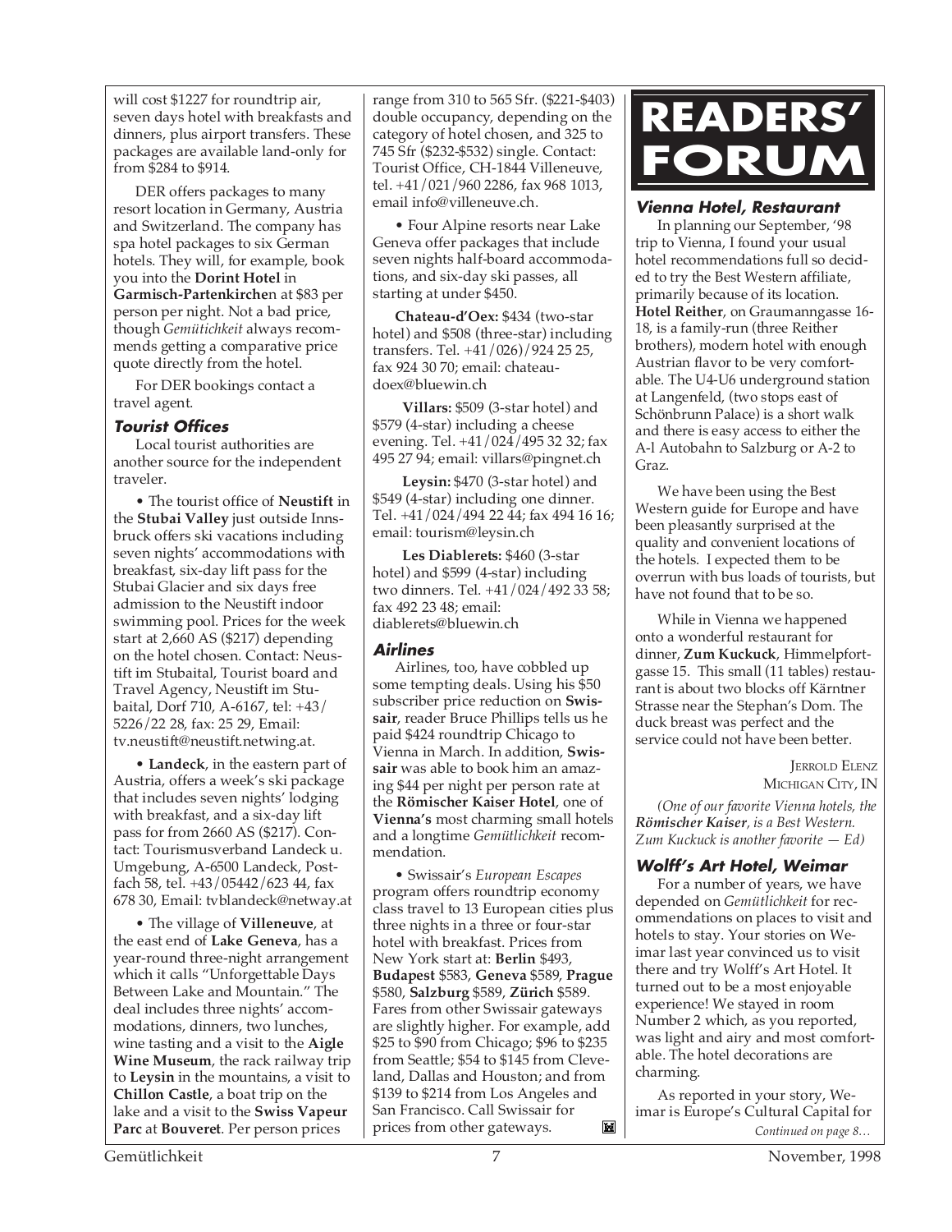will cost $1227 for roundtrip air, seven days hotel with breakfasts and dinners, plus airport transfers. These packages are available land-only for from $284 to $914.

DER offers packages to many resort location in Germany, Austria and Switzerland. The company has spa hotel packages to six German hotels. They will, for example, book you into the **Dorint Hotel** in **Garmisch-Partenkirche**n at $83 per person per night. Not a bad price, though *Gemütichkeit* always recommends getting a comparative price quote directly from the hotel.

For DER bookings contact a travel agent.

### Tourist Offices

Local tourist authorities are another source for the independent traveler.

• The tourist office of **Neustift** in the **Stubai Valley** just outside Innsbruck offers ski vacations including seven nights' accommodations with breakfast, six-day lift pass for the Stubai Glacier and six days free admission to the Neustift indoor swimming pool. Prices for the week start at 2,660 AS ($217) depending on the hotel chosen. Contact: Neustift im Stubaital, Tourist board and Travel Agency, Neustift im Stubaital, Dorf 710, A-6167, tel: +43/ 5226/22 28, fax: 25 29, Email: tv.neustift@neustift.netwing.at.

• **Landeck**, in the eastern part of Austria, offers a week's ski package that includes seven nights' lodging with breakfast, and a six-day lift pass for from 2660 AS ($217). Contact: Tourismusverband Landeck u. Umgebung, A-6500 Landeck, Postfach 58, tel. +43/05442/623 44, fax 678 30, Email: tvblandeck@netway.at

• The village of **Villeneuve**, at the east end of **Lake Geneva**, has a year-round three-night arrangement which it calls "Unforgettable Days Between Lake and Mountain." The deal includes three nights' accommodations, dinners, two lunches, wine tasting and a visit to the **Aigle Wine Museum**, the rack railway trip to **Leysin** in the mountains, a visit to **Chillon Castle**, a boat trip on the lake and a visit to the **Swiss Vapeur Parc** at **Bouveret**. Per person prices range from 310 to 565 Sfr. ($221-$403) double occupancy, depending on the category of hotel chosen, and 325 to 745 Sfr ($232-$532) single. Contact: Tourist Office, CH-1844 Villeneuve, tel. +41/021/960 2286, fax 968 1013, email info@villeneuve.ch.

• Four Alpine resorts near Lake Geneva offer packages that include seven nights half-board accommodations, and six-day ski passes, all starting at under $450.

**Chateau-d'Oex:** $434 (two-star hotel) and $508 (three-star) including transfers. Tel. +41/026)/924 25 25, fax 924 30 70; email: chateaudoex@bluewin.ch

**Villars:** $509 (3-star hotel) and $579 (4-star) including a cheese evening. Tel. +41/024/495 32 32; fax 495 27 94; email: villars@pingnet.ch

**Leysin:** $470 (3-star hotel) and $549 (4-star) including one dinner. Tel. +41/024/494 22 44; fax 494 16 16; email: tourism@leysin.ch

**Les Diablerets:** $460 (3-star hotel) and $599 (4-star) including two dinners. Tel. +41/024/492 33 58; fax 492 23 48; email: diablerets@bluewin.ch

### Airlines

Airlines, too, have cobbled up some tempting deals. Using his $50 subscriber price reduction on **Swissair**, reader Bruce Phillips tells us he paid $424 roundtrip Chicago to Vienna in March. In addition, **Swissair** was able to book him an amazing $44 per night per person rate at the **Römischer Kaiser Hotel**, one of **Vienna's** most charming small hotels and a longtime *Gemütlichkeit* recommendation.

• Swissair's *European Escapes* program offers roundtrip economy class travel to 13 European cities plus three nights in a three or four-star hotel with breakfast. Prices from New York start at: **Berlin** $493, **Budapest** $583, **Geneva** $589, **Prague** $580, **Salzburg** $589, **Zürich** $589. Fares from other Swissair gateways are slightly higher. For example, add $25 to $90 from Chicago; $96 to $235 from Seattle; $54 to $145 from Cleveland, Dallas and Houston; and from $139 to $214 from Los Angeles and San Francisco. Call Swissair for prices from other gateways.

# READERS' FORUM

### Vienna Hotel, Restaurant

In planning our September, '98 trip to Vienna, I found your usual hotel recommendations full so decided to try the Best Western affiliate, primarily because of its location. **Hotel Reither**, on Graumanngasse 16-18, is a family-run (three Reither brothers), modern hotel with enough Austrian flavor to be very comfortable. The U4-U6 underground station at Langenfeld, (two stops east of Schönbrunn Palace) is a short walk and there is easy access to either the A-l Autobahn to Salzburg or A-2 to Graz.

We have been using the Best Western guide for Europe and have been pleasantly surprised at the quality and convenient locations of the hotels. I expected them to be overrun with bus loads of tourists, but have not found that to be so.

While in Vienna we happened onto a wonderful restaurant for dinner, **Zum Kuckuck**, Himmelpfortgasse 15. This small (11 tables) restaurant is about two blocks off Kärntner Strasse near the Stephan's Dom. The duck breast was perfect and the service could not have been better.

JERROLD ELENZ
MICHIGAN CITY, IN

*(One of our favorite Vienna hotels, the* ***Römischer Kaiser****, is a Best Western. Zum Kuckuck is another favorite — Ed)*

### Wolff's Art Hotel, Weimar

For a number of years, we have depended on *Gemütlichkeit* for recommendations on places to visit and hotels to stay. Your stories on Weimar last year convinced us to visit there and try Wolff's Art Hotel. It turned out to be a most enjoyable experience! We stayed in room Number 2 which, as you reported, was light and airy and most comfortable. The hotel decorations are charming.

As reported in your story, Weimar is Europe's Cultural Capital for

*Continued on page 8…*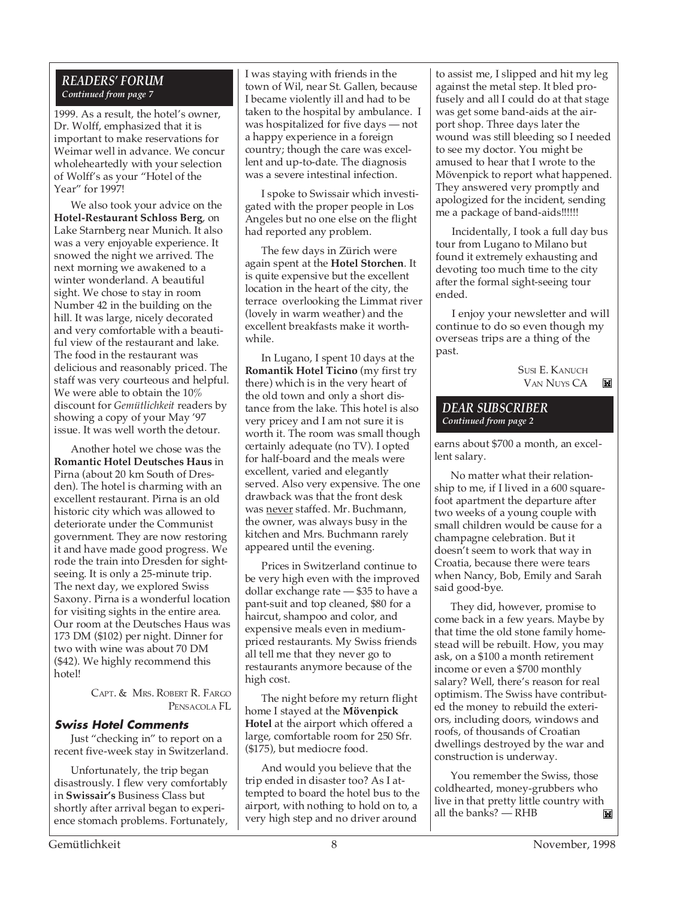## *READERS' FORUM*
*Continued from page 7*

1999. As a result, the hotel's owner, Dr. Wolff, emphasized that it is important to make reservations for Weimar well in advance. We concur wholeheartedly with your selection of Wolff's as your "Hotel of the Year" for 1997!

We also took your advice on the **Hotel-Restaurant Schloss Berg**, on Lake Starnberg near Munich. It also was a very enjoyable experience. It snowed the night we arrived. The next morning we awakened to a winter wonderland. A beautiful sight. We chose to stay in room Number 42 in the building on the hill. It was large, nicely decorated and very comfortable with a beautiful view of the restaurant and lake. The food in the restaurant was delicious and reasonably priced. The staff was very courteous and helpful. We were able to obtain the 10% discount for *Gemütlichkeit* readers by showing a copy of your May '97 issue. It was well worth the detour.

Another hotel we chose was the **Romantic Hotel Deutsches Haus** in Pirna (about 20 km South of Dresden). The hotel is charming with an excellent restaurant. Pirna is an old historic city which was allowed to deteriorate under the Communist government. They are now restoring it and have made good progress. We rode the train into Dresden for sightseeing. It is only a 25-minute trip. The next day, we explored Swiss Saxony. Pirna is a wonderful location for visiting sights in the entire area. Our room at the Deutsches Haus was 173 DM ($102) per night. Dinner for two with wine was about 70 DM ($42). We highly recommend this hotel!

CAPT. & MRS. ROBERT R. FARGO
PENSACOLA FL

### Swiss Hotel Comments

Just "checking in" to report on a recent five-week stay in Switzerland.

Unfortunately, the trip began disastrously. I flew very comfortably in **Swissair's** Business Class but shortly after arrival began to experience stomach problems. Fortunately, I was staying with friends in the town of Wil, near St. Gallen, because I became violently ill and had to be taken to the hospital by ambulance. I was hospitalized for five days — not a happy experience in a foreign country; though the care was excellent and up-to-date. The diagnosis was a severe intestinal infection.

I spoke to Swissair which investigated with the proper people in Los Angeles but no one else on the flight had reported any problem.

The few days in Zürich were again spent at the **Hotel Storchen**. It is quite expensive but the excellent location in the heart of the city, the terrace overlooking the Limmat river (lovely in warm weather) and the excellent breakfasts make it worthwhile.

In Lugano, I spent 10 days at the **Romantik Hotel Ticino** (my first try there) which is in the very heart of the old town and only a short distance from the lake. This hotel is also very pricey and I am not sure it is worth it. The room was small though certainly adequate (no TV). I opted for half-board and the meals were excellent, varied and elegantly served. Also very expensive. The one drawback was that the front desk was <u>never</u> staffed. Mr. Buchmann, the owner, was always busy in the kitchen and Mrs. Buchmann rarely appeared until the evening.

Prices in Switzerland continue to be very high even with the improved dollar exchange rate — $35 to have a pant-suit and top cleaned, $80 for a haircut, shampoo and color, and expensive meals even in medium-priced restaurants. My Swiss friends all tell me that they never go to restaurants anymore because of the high cost.

The night before my return flight home I stayed at the **Mövenpick Hotel** at the airport which offered a large, comfortable room for 250 Sfr. ($175), but mediocre food.

And would you believe that the trip ended in disaster too? As I attempted to board the hotel bus to the airport, with nothing to hold on to, a very high step and no driver around to assist me, I slipped and hit my leg against the metal step. It bled profusely and all I could do at that stage was get some band-aids at the airport shop. Three days later the wound was still bleeding so I needed to see my doctor. You might be amused to hear that I wrote to the Mövenpick to report what happened. They answered very promptly and apologized for the incident, sending me a package of band-aids!!!!!!

Incidentally, I took a full day bus tour from Lugano to Milano but found it extremely exhausting and devoting too much time to the city after the formal sight-seeing tour ended.

I enjoy your newsletter and will continue to do so even though my overseas trips are a thing of the past.

SUSI E. KANUCH
VAN NUYS CA

## *DEAR SUBSCRIBER*
*Continued from page 2*

earns about $700 a month, an excellent salary.

No matter what their relationship to me, if I lived in a 600 square-foot apartment the departure after two weeks of a young couple with small children would be cause for a champagne celebration. But it doesn't seem to work that way in Croatia, because there were tears when Nancy, Bob, Emily and Sarah said good-bye.

They did, however, promise to come back in a few years. Maybe by that time the old stone family homestead will be rebuilt. How, you may ask, on a $100 a month retirement income or even a $700 monthly salary? Well, there's reason for real optimism. The Swiss have contributed the money to rebuild the exteriors, including doors, windows and roofs, of thousands of Croatian dwellings destroyed by the war and construction is underway.

You remember the Swiss, those coldhearted, money-grubbers who live in that pretty little country with all the banks? — RHB